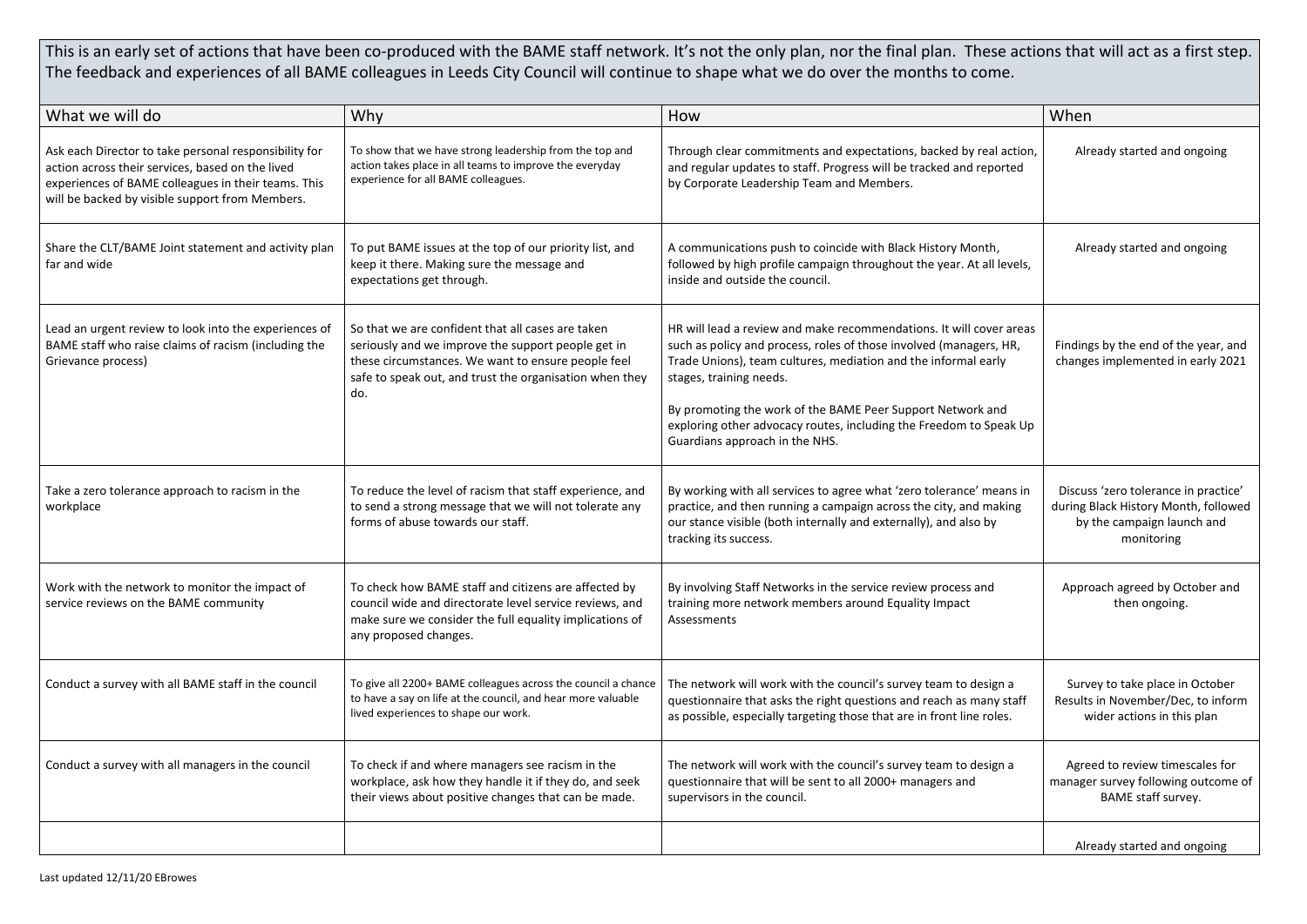This is an early set of actions that have been co-produced with the BAME staff network. It's not the only plan, nor the final plan. These actions that will act as a first step. The feedback and experiences of all BAME colleagues in Leeds City Council will continue to shape what we do over the months to come.

| What we will do | Why | How | When |
|---|---|---|---|
| Ask each Director to take personal responsibility for action across their services, based on the lived experiences of BAME colleagues in their teams. This will be backed by visible support from Members. | To show that we have strong leadership from the top and action takes place in all teams to improve the everyday experience for all BAME colleagues. | Through clear commitments and expectations, backed by real action, and regular updates to staff. Progress will be tracked and reported by Corporate Leadership Team and Members. | Already started and ongoing |
| Share the CLT/BAME Joint statement and activity plan far and wide | To put BAME issues at the top of our priority list, and keep it there. Making sure the message and expectations get through. | A communications push to coincide with Black History Month, followed by high profile campaign throughout the year. At all levels, inside and outside the council. | Already started and ongoing |
| Lead an urgent review to look into the experiences of BAME staff who raise claims of racism (including the Grievance process) | So that we are confident that all cases are taken seriously and we improve the support people get in these circumstances. We want to ensure people feel safe to speak out, and trust the organisation when they do. | HR will lead a review and make recommendations. It will cover areas such as policy and process, roles of those involved (managers, HR, Trade Unions), team cultures, mediation and the informal early stages, training needs.<br><br>By promoting the work of the BAME Peer Support Network and exploring other advocacy routes, including the Freedom to Speak Up Guardians approach in the NHS. | Findings by the end of the year, and changes implemented in early 2021 |
| Take a zero tolerance approach to racism in the workplace | To reduce the level of racism that staff experience, and to send a strong message that we will not tolerate any forms of abuse towards our staff. | By working with all services to agree what 'zero tolerance' means in practice, and then running a campaign across the city, and making our stance visible (both internally and externally), and also by tracking its success. | Discuss 'zero tolerance in practice' during Black History Month, followed by the campaign launch and monitoring |
| Work with the network to monitor the impact of service reviews on the BAME community | To check how BAME staff and citizens are affected by council wide and directorate level service reviews, and make sure we consider the full equality implications of any proposed changes. | By involving Staff Networks in the service review process and training more network members around Equality Impact Assessments | Approach agreed by October and then ongoing. |
| Conduct a survey with all BAME staff in the council | To give all 2200+ BAME colleagues across the council a chance to have a say on life at the council, and hear more valuable lived experiences to shape our work. | The network will work with the council's survey team to design a questionnaire that asks the right questions and reach as many staff as possible, especially targeting those that are in front line roles. | Survey to take place in October Results in November/Dec, to inform wider actions in this plan |
| Conduct a survey with all managers in the council | To check if and where managers see racism in the workplace, ask how they handle it if they do, and seek their views about positive changes that can be made. | The network will work with the council's survey team to design a questionnaire that will be sent to all 2000+ managers and supervisors in the council. | Agreed to review timescales for manager survey following outcome of BAME staff survey. |
| | | | Already started and ongoing |

Last updated 12/11/20 EBrowes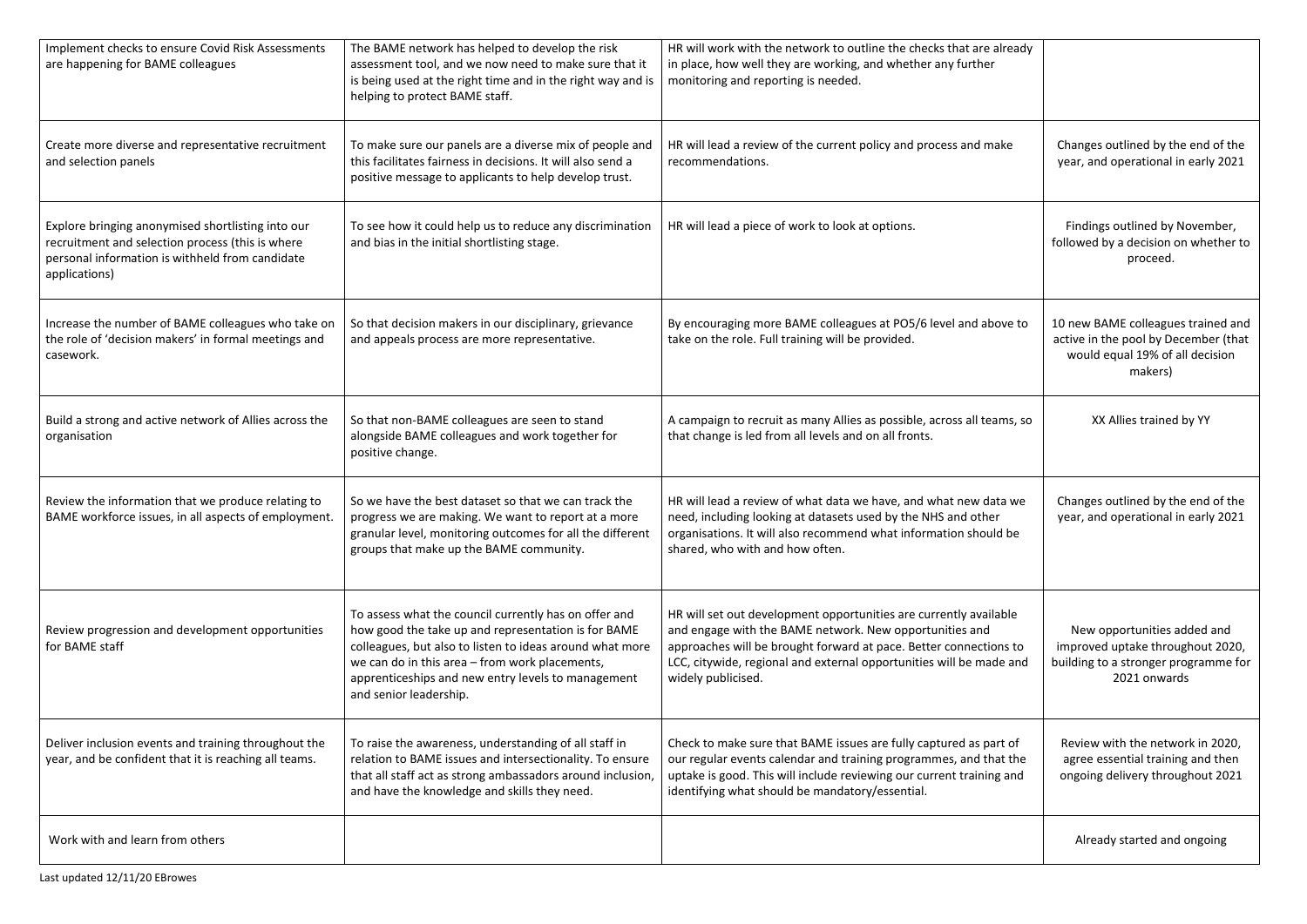| | | | |
|---|---|---|---|
| Implement checks to ensure Covid Risk Assessments are happening for BAME colleagues | The BAME network has helped to develop the risk assessment tool, and we now need to make sure that it is being used at the right time and in the right way and is helping to protect BAME staff. | HR will work with the network to outline the checks that are already in place, how well they are working, and whether any further monitoring and reporting is needed. | |
| Create more diverse and representative recruitment and selection panels | To make sure our panels are a diverse mix of people and this facilitates fairness in decisions. It will also send a positive message to applicants to help develop trust. | HR will lead a review of the current policy and process and make recommendations. | Changes outlined by the end of the year, and operational in early 2021 |
| Explore bringing anonymised shortlisting into our recruitment and selection process (this is where personal information is withheld from candidate applications) | To see how it could help us to reduce any discrimination and bias in the initial shortlisting stage. | HR will lead a piece of work to look at options. | Findings outlined by November, followed by a decision on whether to proceed. |
| Increase the number of BAME colleagues who take on the role of 'decision makers' in formal meetings and casework. | So that decision makers in our disciplinary, grievance and appeals process are more representative. | By encouraging more BAME colleagues at PO5/6 level and above to take on the role. Full training will be provided. | 10 new BAME colleagues trained and active in the pool by December (that would equal 19% of all decision makers) |
| Build a strong and active network of Allies across the organisation | So that non-BAME colleagues are seen to stand alongside BAME colleagues and work together for positive change. | A campaign to recruit as many Allies as possible, across all teams, so that change is led from all levels and on all fronts. | XX Allies trained by YY |
| Review the information that we produce relating to BAME workforce issues, in all aspects of employment. | So we have the best dataset so that we can track the progress we are making. We want to report at a more granular level, monitoring outcomes for all the different groups that make up the BAME community. | HR will lead a review of what data we have, and what new data we need, including looking at datasets used by the NHS and other organisations. It will also recommend what information should be shared, who with and how often. | Changes outlined by the end of the year, and operational in early 2021 |
| Review progression and development opportunities for BAME staff | To assess what the council currently has on offer and how good the take up and representation is for BAME colleagues, but also to listen to ideas around what more we can do in this area – from work placements, apprenticeships and new entry levels to management and senior leadership. | HR will set out development opportunities are currently available and engage with the BAME network. New opportunities and approaches will be brought forward at pace. Better connections to LCC, citywide, regional and external opportunities will be made and widely publicised. | New opportunities added and improved uptake throughout 2020, building to a stronger programme for 2021 onwards |
| Deliver inclusion events and training throughout the year, and be confident that it is reaching all teams. | To raise the awareness, understanding of all staff in relation to BAME issues and intersectionality. To ensure that all staff act as strong ambassadors around inclusion, and have the knowledge and skills they need. | Check to make sure that BAME issues are fully captured as part of our regular events calendar and training programmes, and that the uptake is good. This will include reviewing our current training and identifying what should be mandatory/essential. | Review with the network in 2020, agree essential training and then ongoing delivery throughout 2021 |
| Work with and learn from others | | | Already started and ongoing |

Last updated 12/11/20 EBrowes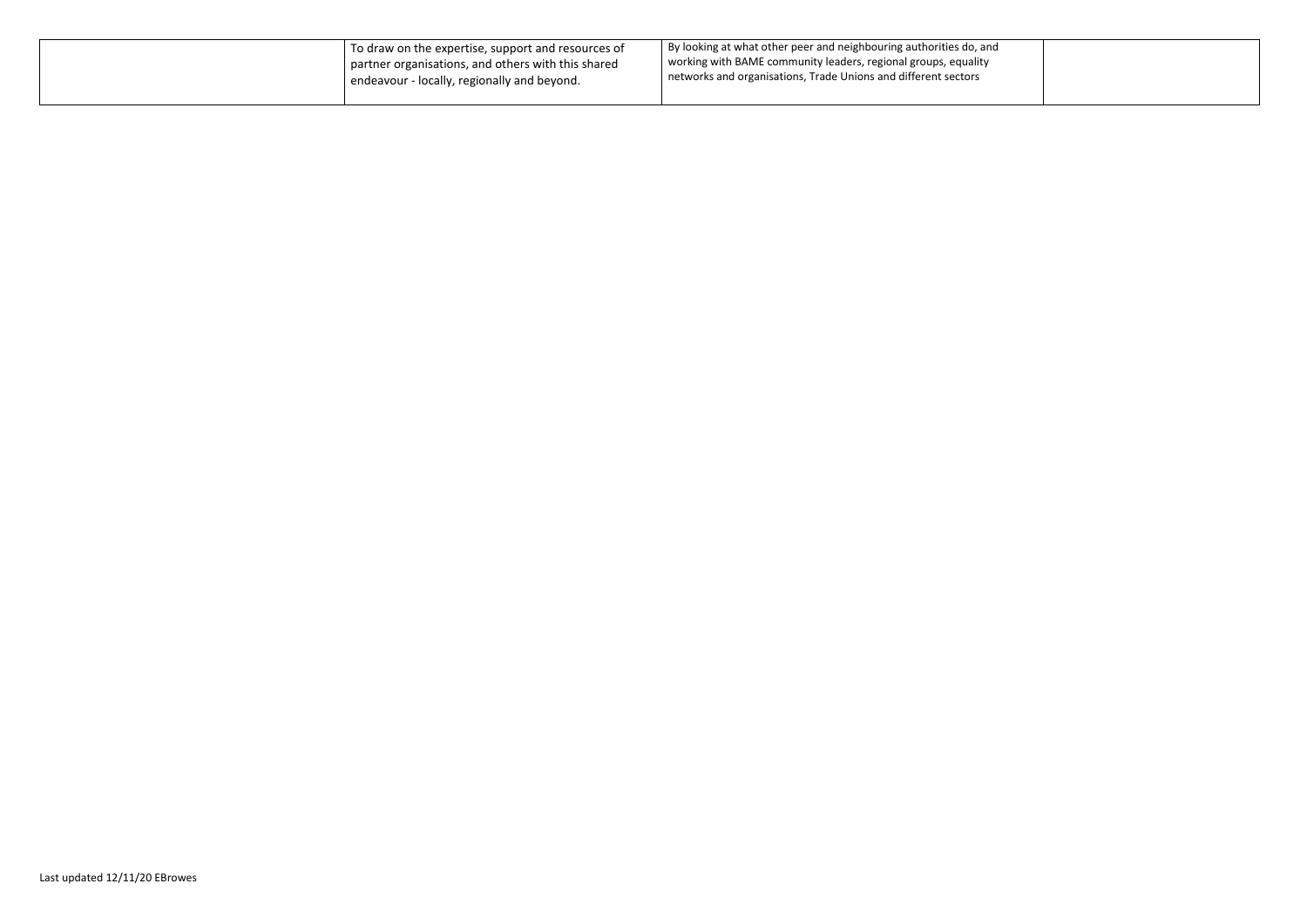| | | | |
|---|---|---|---|
| | To draw on the expertise, support and resources of partner organisations, and others with this shared endeavour - locally, regionally and beyond. | By looking at what other peer and neighbouring authorities do, and working with BAME community leaders, regional groups, equality networks and organisations, Trade Unions and different sectors | |

Last updated 12/11/20 EBrowes